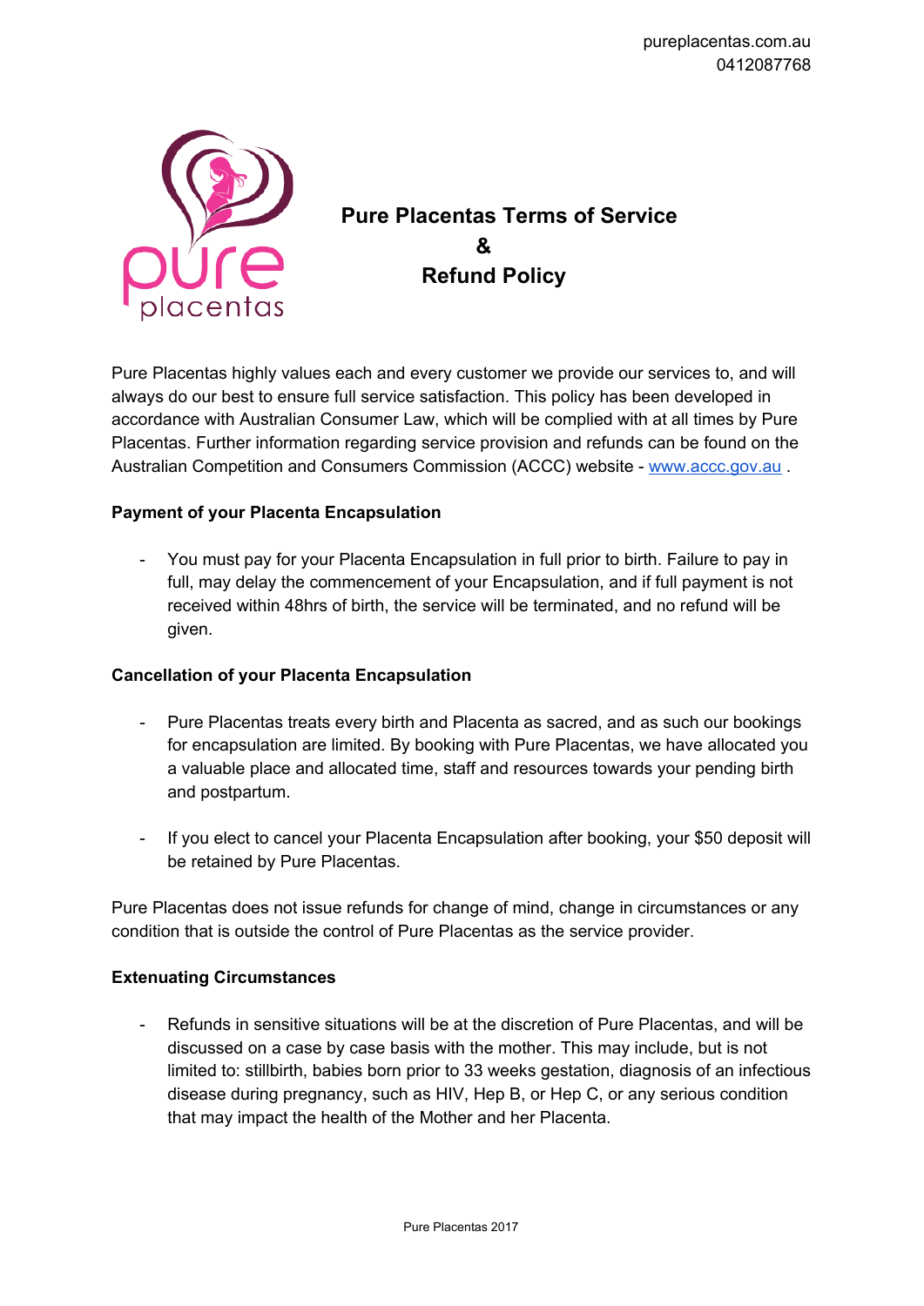pureplacentas.com.au
0412087768

# Pure Placentas Terms of Service & Refund Policy

Pure Placentas highly values each and every customer we provide our services to, and will always do our best to ensure full service satisfaction. This policy has been developed in accordance with Australian Consumer Law, which will be complied with at all times by Pure Placentas. Further information regarding service provision and refunds can be found on the Australian Competition and Consumers Commission (ACCC) website - [www.accc.gov.au](http://www.accc.gov.au) .

**Payment of your Placenta Encapsulation**

- You must pay for your Placenta Encapsulation in full prior to birth. Failure to pay in full, may delay the commencement of your Encapsulation, and if full payment is not received within 48hrs of birth, the service will be terminated, and no refund will be given.

**Cancellation of your Placenta Encapsulation**

- Pure Placentas treats every birth and Placenta as sacred, and as such our bookings for encapsulation are limited. By booking with Pure Placentas, we have allocated you a valuable place and allocated time, staff and resources towards your pending birth and postpartum.

- If you elect to cancel your Placenta Encapsulation after booking, your $50 deposit will be retained by Pure Placentas.

Pure Placentas does not issue refunds for change of mind, change in circumstances or any condition that is outside the control of Pure Placentas as the service provider.

**Extenuating Circumstances**

- Refunds in sensitive situations will be at the discretion of Pure Placentas, and will be discussed on a case by case basis with the mother. This may include, but is not limited to: stillbirth, babies born prior to 33 weeks gestation, diagnosis of an infectious disease during pregnancy, such as HIV, Hep B, or Hep C, or any serious condition that may impact the health of the Mother and her Placenta.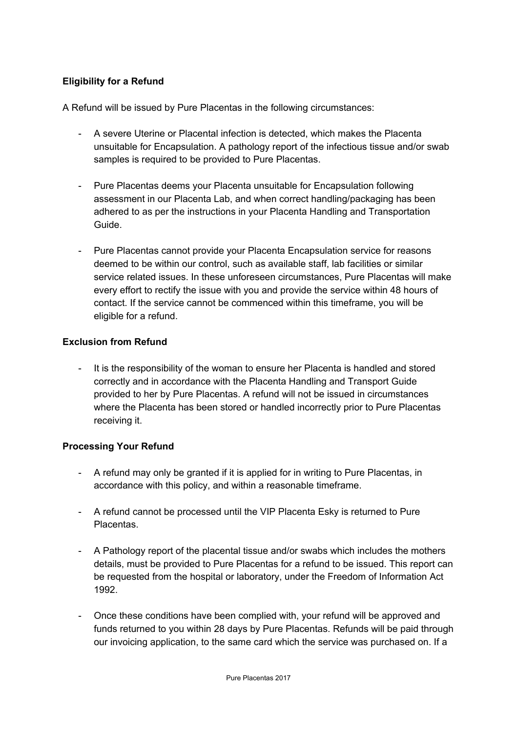**Eligibility for a Refund**

A Refund will be issued by Pure Placentas in the following circumstances:

- A severe Uterine or Placental infection is detected, which makes the Placenta unsuitable for Encapsulation. A pathology report of the infectious tissue and/or swab samples is required to be provided to Pure Placentas.

- Pure Placentas deems your Placenta unsuitable for Encapsulation following assessment in our Placenta Lab, and when correct handling/packaging has been adhered to as per the instructions in your Placenta Handling and Transportation Guide.

- Pure Placentas cannot provide your Placenta Encapsulation service for reasons deemed to be within our control, such as available staff, lab facilities or similar service related issues. In these unforeseen circumstances, Pure Placentas will make every effort to rectify the issue with you and provide the service within 48 hours of contact. If the service cannot be commenced within this timeframe, you will be eligible for a refund.

**Exclusion from Refund**

- It is the responsibility of the woman to ensure her Placenta is handled and stored correctly and in accordance with the Placenta Handling and Transport Guide provided to her by Pure Placentas. A refund will not be issued in circumstances where the Placenta has been stored or handled incorrectly prior to Pure Placentas receiving it.

**Processing Your Refund**

- A refund may only be granted if it is applied for in writing to Pure Placentas, in accordance with this policy, and within a reasonable timeframe.

- A refund cannot be processed until the VIP Placenta Esky is returned to Pure Placentas.

- A Pathology report of the placental tissue and/or swabs which includes the mothers details, must be provided to Pure Placentas for a refund to be issued. This report can be requested from the hospital or laboratory, under the Freedom of Information Act 1992.

- Once these conditions have been complied with, your refund will be approved and funds returned to you within 28 days by Pure Placentas. Refunds will be paid through our invoicing application, to the same card which the service was purchased on. If a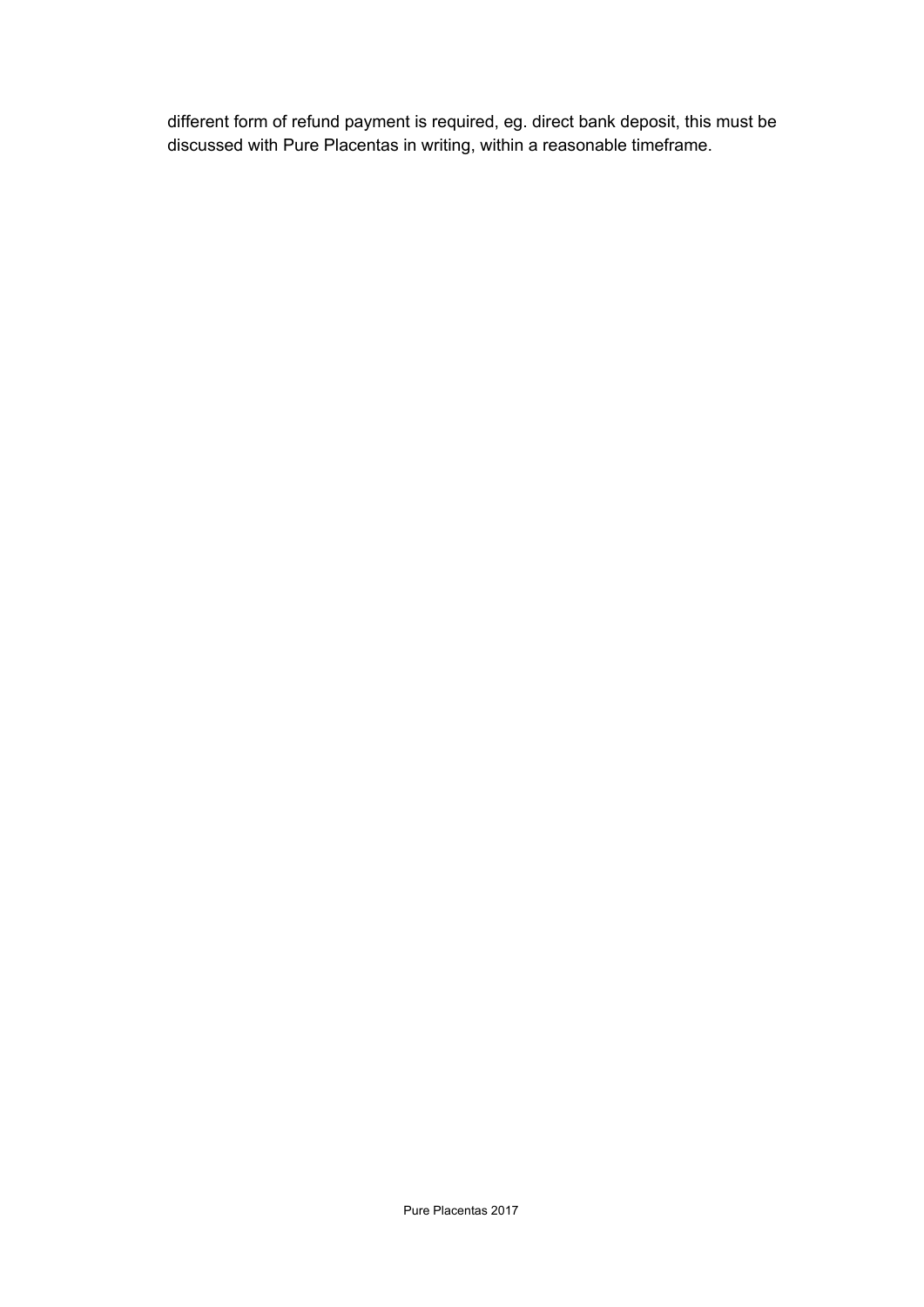different form of refund payment is required, eg. direct bank deposit, this must be discussed with Pure Placentas in writing, within a reasonable timeframe.